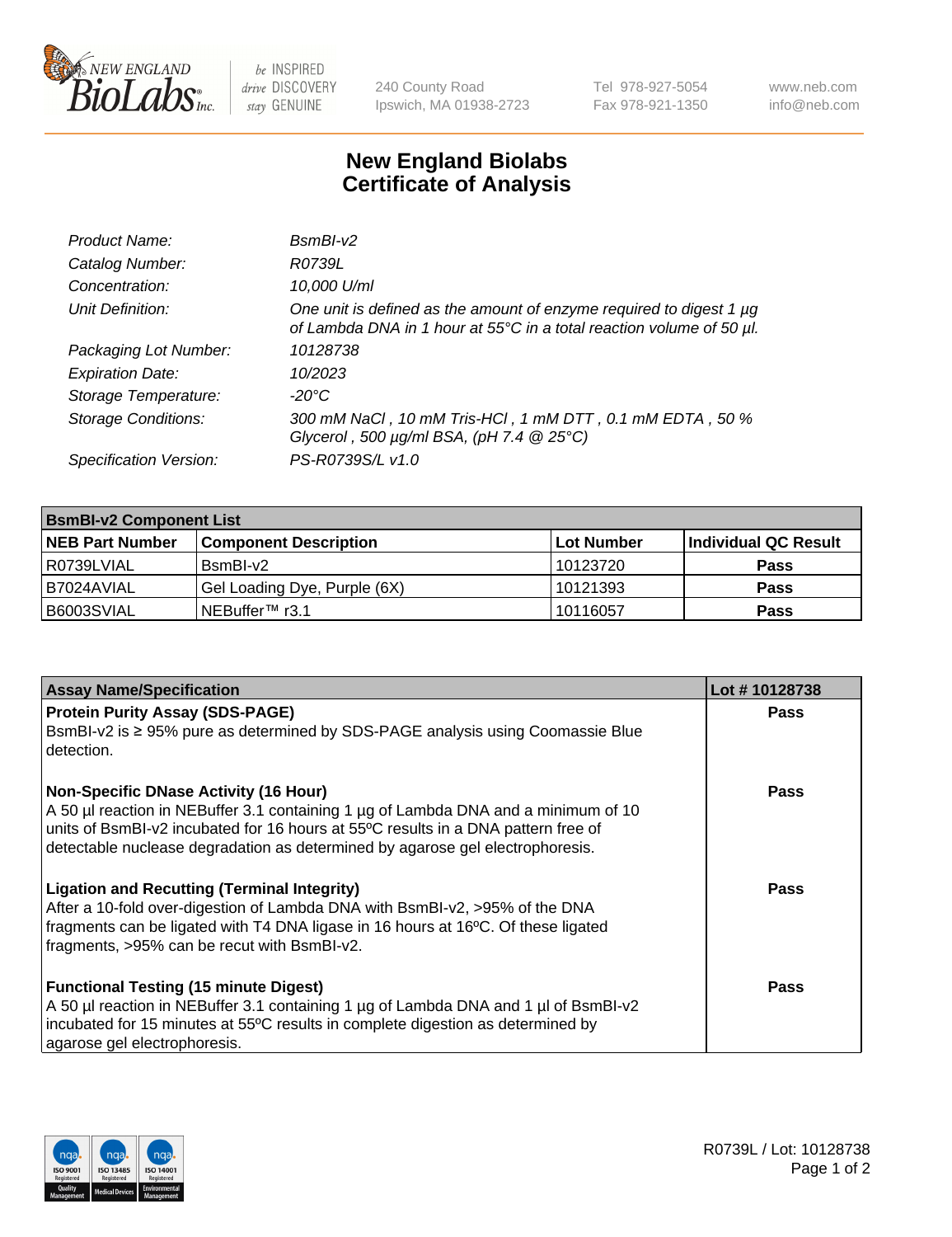240 County Road
Ipswich, MA 01938-2723

Tel 978-927-5054
Fax 978-921-1350

www.neb.com
info@neb.com

# New England Biolabs
# Certificate of Analysis

| | |
|---|---|
| *Product Name:* | *BsmBI-v2* |
| *Catalog Number:* | *R0739L* |
| *Concentration:* | *10,000 U/ml* |
| *Unit Definition:* | *One unit is defined as the amount of enzyme required to digest 1 µg of Lambda DNA in 1 hour at 55°C in a total reaction volume of 50 µl.* |
| *Packaging Lot Number:* | *10128738* |
| *Expiration Date:* | *10/2023* |
| *Storage Temperature:* | *-20°C* |
| *Storage Conditions:* | *300 mM NaCl , 10 mM Tris-HCl , 1 mM DTT , 0.1 mM EDTA , 50 % Glycerol , 500 µg/ml BSA, (pH 7.4 @ 25°C)* |
| *Specification Version:* | *PS-R0739S/L v1.0* |

| **BsmBI-v2 Component List** | | | |
|---|---|---|---|
| **NEB Part Number** | **Component Description** | **Lot Number** | **Individual QC Result** |
| R0739LVIAL | BsmBI-v2 | 10123720 | **Pass** |
| B7024AVIAL | Gel Loading Dye, Purple (6X) | 10121393 | **Pass** |
| B6003SVIAL | NEBuffer™ r3.1 | 10116057 | **Pass** |

| **Assay Name/Specification** | **Lot # 10128738** |
|---|---|
| **Protein Purity Assay (SDS-PAGE)**<br>BsmBI-v2 is ≥ 95% pure as determined by SDS-PAGE analysis using Coomassie Blue detection. | **Pass** |
| **Non-Specific DNase Activity (16 Hour)**<br>A 50 µl reaction in NEBuffer 3.1 containing 1 µg of Lambda DNA and a minimum of 10 units of BsmBI-v2 incubated for 16 hours at 55ºC results in a DNA pattern free of detectable nuclease degradation as determined by agarose gel electrophoresis. | **Pass** |
| **Ligation and Recutting (Terminal Integrity)**<br>After a 10-fold over-digestion of Lambda DNA with BsmBI-v2, >95% of the DNA fragments can be ligated with T4 DNA ligase in 16 hours at 16ºC. Of these ligated fragments, >95% can be recut with BsmBI-v2. | **Pass** |
| **Functional Testing (15 minute Digest)**<br>A 50 µl reaction in NEBuffer 3.1 containing 1 µg of Lambda DNA and 1 µl of BsmBI-v2 incubated for 15 minutes at 55ºC results in complete digestion as determined by agarose gel electrophoresis. | **Pass** |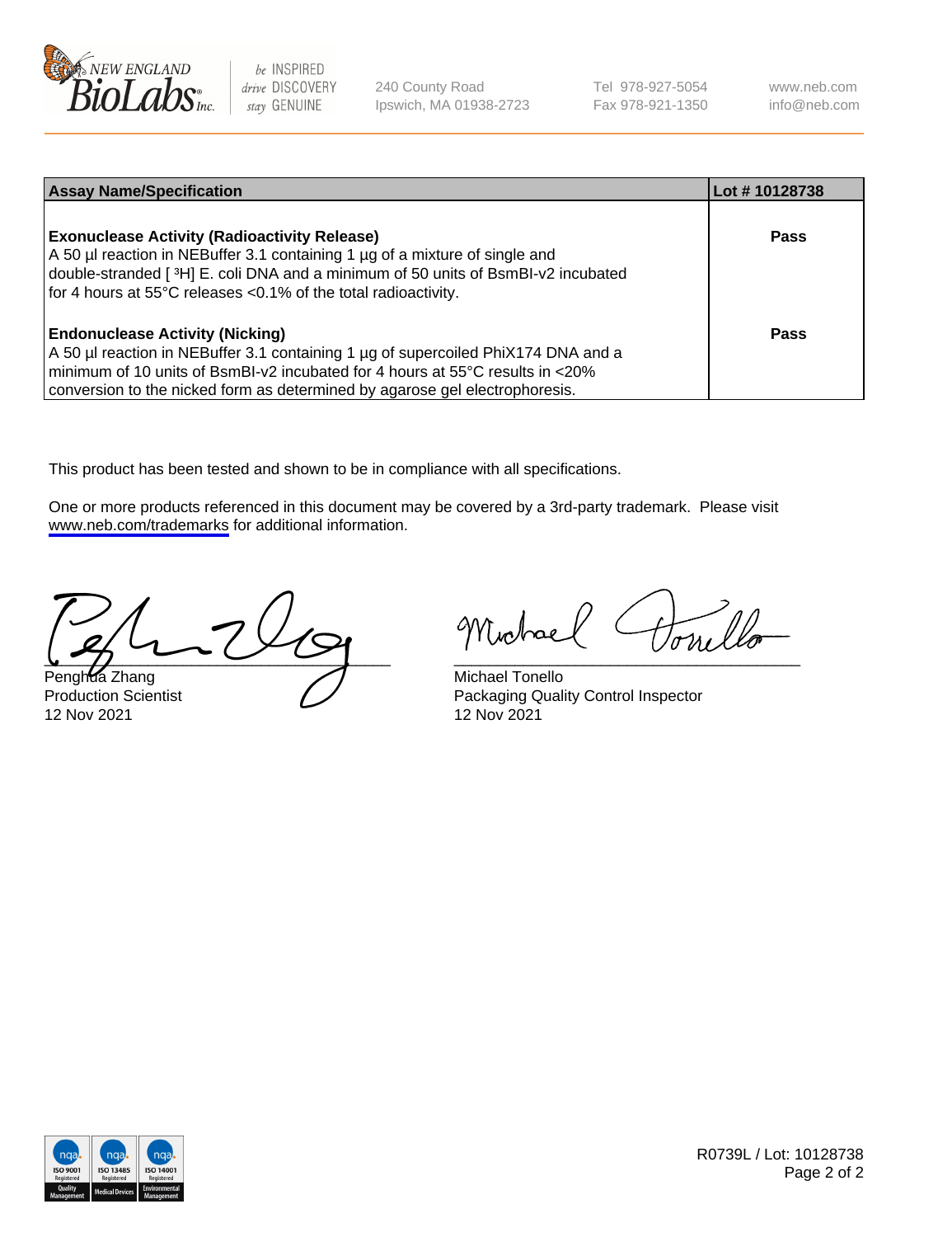| Assay Name/Specification | Lot # 10128738 |
| --- | --- |
| **Exonuclease Activity (Radioactivity Release)**<br>A 50 µl reaction in NEBuffer 3.1 containing 1 µg of a mixture of single and double-stranded [ $^3$H] E. coli DNA and a minimum of 50 units of BsmBI-v2 incubated for 4 hours at 55°C releases <0.1% of the total radioactivity. | **Pass** |
| **Endonuclease Activity (Nicking)**<br>A 50 µl reaction in NEBuffer 3.1 containing 1 µg of supercoiled PhiX174 DNA and a minimum of 10 units of BsmBI-v2 incubated for 4 hours at 55°C results in <20% conversion to the nicked form as determined by agarose gel electrophoresis. | **Pass** |

This product has been tested and shown to be in compliance with all specifications.

One or more products referenced in this document may be covered by a 3rd-party trademark. Please visit www.neb.com/trademarks for additional information.

Penghua Zhang
Production Scientist
12 Nov 2021

Michael Tonello
Packaging Quality Control Inspector
12 Nov 2021

R0739L / Lot: 10128738